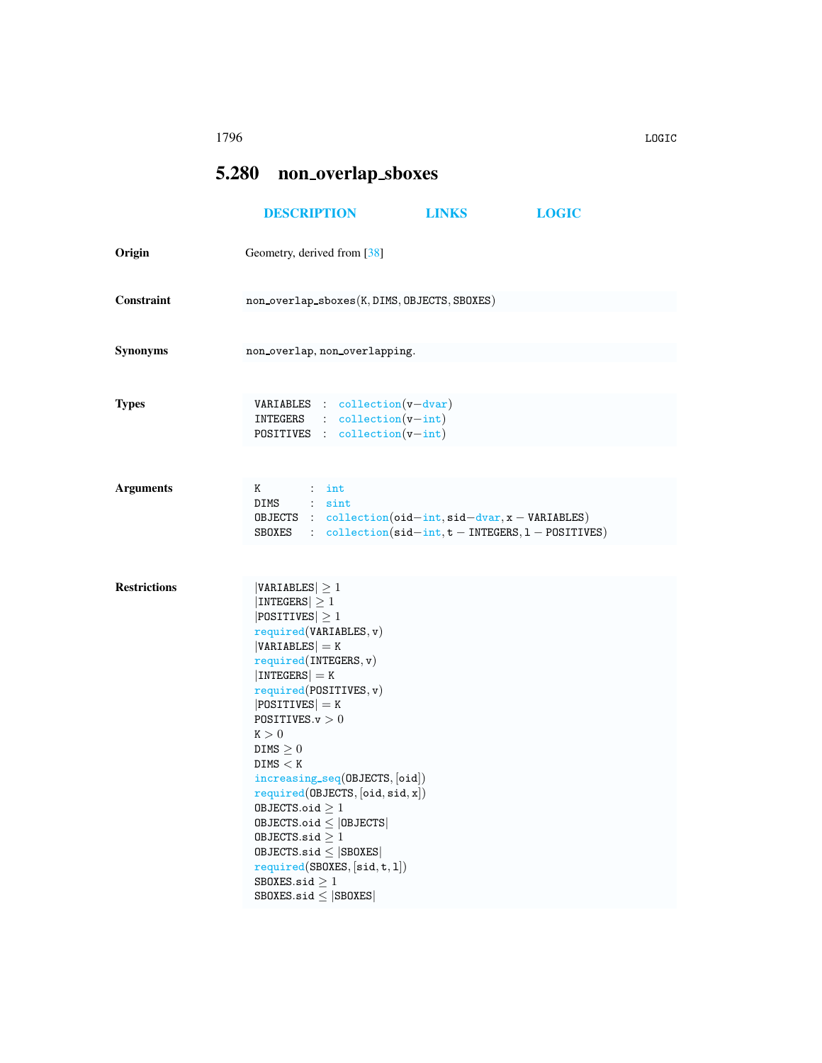## 5.280 non_overlap_sboxes

DESCRIPTION LINKS LOGIC

**Origin**

Geometry, derived from [38]

**Constraint**

non_overlap_sboxes(K, DIMS, OBJECTS, SBOXES)

**Synonyms**

non_overlap, non_overlapping.

**Types**

```
VARIABLES  : collection(v−dvar)
INTEGERS   : collection(v−int)
POSITIVES  : collection(v−int)
```

**Arguments**

```
K        : int
DIMS     : sint
OBJECTS  : collection(oid−int, sid−dvar, x − VARIABLES)
SBOXES   : collection(sid−int, t − INTEGERS, l − POSITIVES)
```

**Restrictions**

```
|VARIABLES| ≥ 1
|INTEGERS| ≥ 1
|POSITIVES| ≥ 1
required(VARIABLES, v)
|VARIABLES| = K
required(INTEGERS, v)
|INTEGERS| = K
required(POSITIVES, v)
|POSITIVES| = K
POSITIVES.v > 0
K > 0
DIMS ≥ 0
DIMS < K
increasing_seq(OBJECTS, [oid])
required(OBJECTS, [oid, sid, x])
OBJECTS.oid ≥ 1
OBJECTS.oid ≤ |OBJECTS|
OBJECTS.sid ≥ 1
OBJECTS.sid ≤ |SBOXES|
required(SBOXES, [sid, t, l])
SBOXES.sid ≥ 1
SBOXES.sid ≤ |SBOXES|
```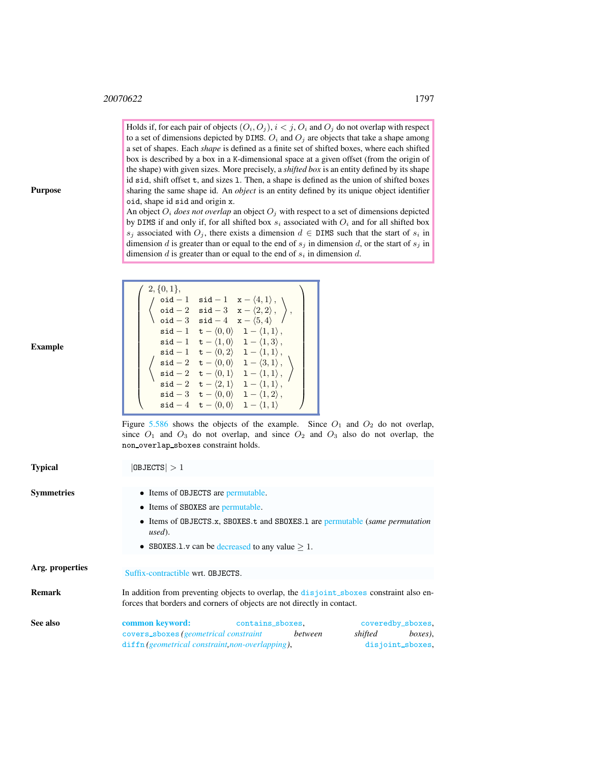**Purpose**

Holds if, for each pair of objects $(O_i, O_j)$, $i < j$, $O_i$ and $O_j$ do not overlap with respect to a set of dimensions depicted by `DIMS`. $O_i$ and $O_j$ are objects that take a shape among a set of shapes. Each *shape* is defined as a finite set of shifted boxes, where each shifted box is described by a box in a `K`-dimensional space at a given offset (from the origin of the shape) with given sizes. More precisely, a *shifted box* is an entity defined by its shape id `sid`, shift offset `t`, and sizes `l`. Then, a shape is defined as the union of shifted boxes sharing the same shape id. An *object* is an entity defined by its unique object identifier `oid`, shape id `sid` and origin `x`.

An object $O_i$ *does not overlap* an object $O_j$ with respect to a set of dimensions depicted by `DIMS` if and only if, for all shifted box $s_i$ associated with $O_i$ and for all shifted box $s_j$ associated with $O_j$, there exists a dimension $d \in$ `DIMS` such that the start of $s_i$ in dimension $d$ is greater than or equal to the end of $s_j$ in dimension $d$, or the start of $s_j$ in dimension $d$ is greater than or equal to the end of $s_i$ in dimension $d$.

**Example**

$$
\left(\begin{array}{l}
2, \{0,1\}, \\
\left\langle\begin{array}{lll}
\texttt{oid}-1 & \texttt{sid}-1 & \texttt{x}-\langle 4,1\rangle, \\
\texttt{oid}-2 & \texttt{sid}-3 & \texttt{x}-\langle 2,2\rangle, \\
\texttt{oid}-3 & \texttt{sid}-4 & \texttt{x}-\langle 5,4\rangle
\end{array}\right\rangle, \\
\left\langle\begin{array}{lll}
\texttt{sid}-1 & \texttt{t}-\langle 0,0\rangle & \texttt{l}-\langle 1,1\rangle, \\
\texttt{sid}-1 & \texttt{t}-\langle 1,0\rangle & \texttt{l}-\langle 1,3\rangle, \\
\texttt{sid}-1 & \texttt{t}-\langle 0,2\rangle & \texttt{l}-\langle 1,1\rangle, \\
\texttt{sid}-2 & \texttt{t}-\langle 0,0\rangle & \texttt{l}-\langle 3,1\rangle, \\
\texttt{sid}-2 & \texttt{t}-\langle 0,1\rangle & \texttt{l}-\langle 1,1\rangle, \\
\texttt{sid}-2 & \texttt{t}-\langle 2,1\rangle & \texttt{l}-\langle 1,1\rangle, \\
\texttt{sid}-3 & \texttt{t}-\langle 0,0\rangle & \texttt{l}-\langle 1,2\rangle, \\
\texttt{sid}-4 & \texttt{t}-\langle 0,0\rangle & \texttt{l}-\langle 1,1\rangle
\end{array}\right\rangle
\end{array}\right)
$$

Figure 5.586 shows the objects of the example. Since $O_1$ and $O_2$ do not overlap, since $O_1$ and $O_3$ do not overlap, and since $O_2$ and $O_3$ also do not overlap, the `non_overlap_sboxes` constraint holds.

**Typical**

$|\texttt{OBJECTS}| > 1$

**Symmetries**

- Items of `OBJECTS` are permutable.
- Items of `SBOXES` are permutable.
- Items of `OBJECTS.x`, `SBOXES.t` and `SBOXES.l` are permutable (*same permutation used*).
- `SBOXES.l.v` can be decreased to any value $\geq 1$.

**Arg. properties**

Suffix-contractible wrt. `OBJECTS`.

**Remark**

In addition from preventing objects to overlap, the `disjoint_sboxes` constraint also enforces that borders and corners of objects are not directly in contact.

**See also**

**common keyword:** `contains_sboxes`, `coveredby_sboxes`, `covers_sboxes` (*geometrical constraint between shifted boxes*), `diffn` (*geometrical constraint,non-overlapping*), `disjoint_sboxes`,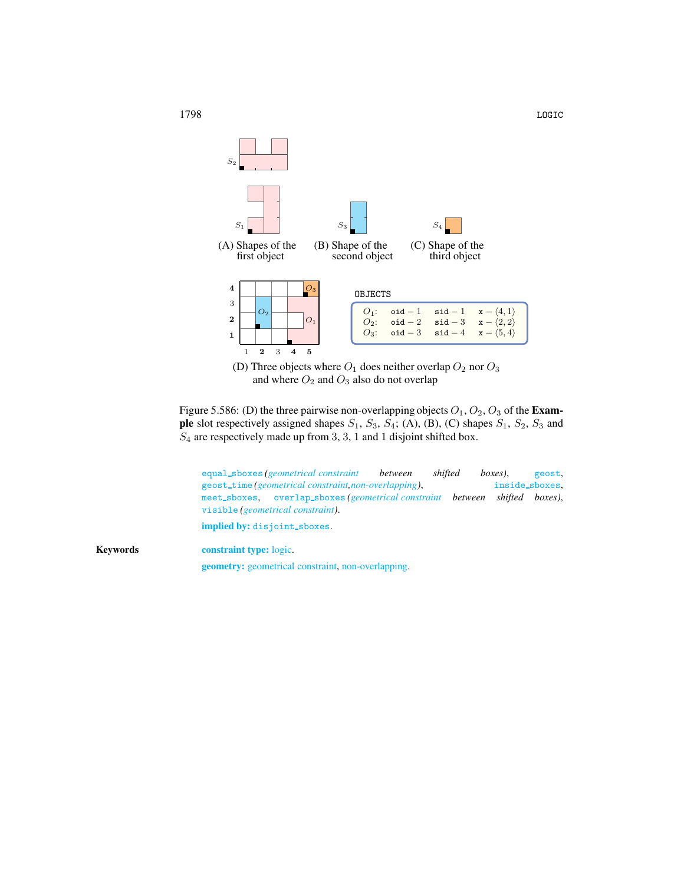(A) Shapes of the first object

(B) Shape of the second object

(C) Shape of the third object

```
OBJECTS
O1:  oid − 1  sid − 1  x − ⟨4, 1⟩
O2:  oid − 2  sid − 3  x − ⟨2, 2⟩
O3:  oid − 3  sid − 4  x − ⟨5, 4⟩
```

(D) Three objects where $O_1$ does neither overlap $O_2$ nor $O_3$ and where $O_2$ and $O_3$ also do not overlap

Figure 5.586: (D) the three pairwise non-overlapping objects $O_1$, $O_2$, $O_3$ of the **Example** slot respectively assigned shapes $S_1$, $S_3$, $S_4$; (A), (B), (C) shapes $S_1$, $S_2$, $S_3$ and $S_4$ are respectively made up from 3, 3, 1 and 1 disjoint shifted box.

`equal_sboxes` *(geometrical constraint between shifted boxes)*, `geost`, `geost_time` *(geometrical constraint,non-overlapping)*, `inside_sboxes`, `meet_sboxes`, `overlap_sboxes` *(geometrical constraint between shifted boxes)*, `visible` *(geometrical constraint)*.

**implied by:** `disjoint_sboxes`.

**Keywords**

**constraint type:** logic.

**geometry:** geometrical constraint, non-overlapping.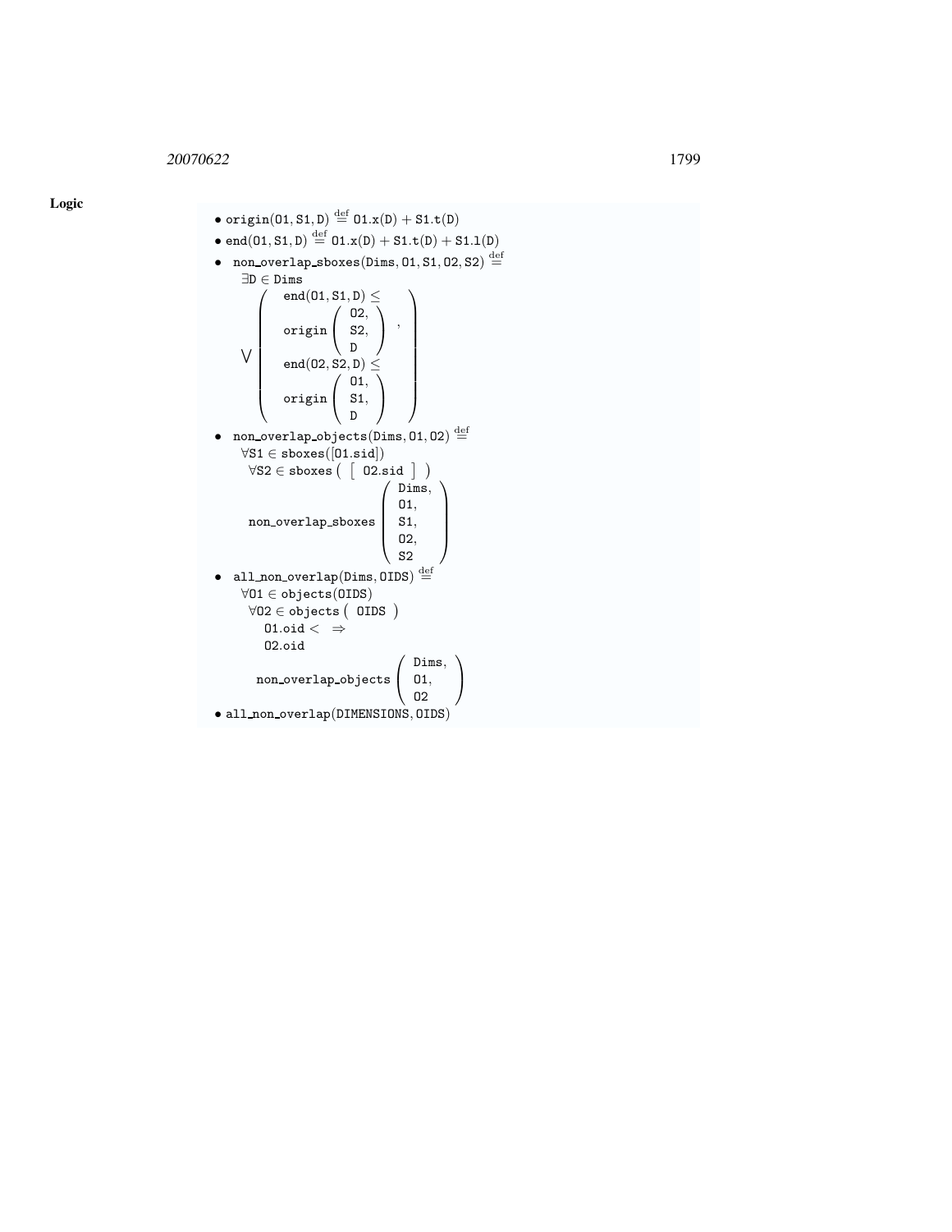**Logic**

- $\texttt{origin}(\texttt{O1},\texttt{S1},\texttt{D}) \stackrel{\text{def}}{=} \texttt{O1.x}(\texttt{D}) + \texttt{S1.t}(\texttt{D})$
- $\texttt{end}(\texttt{O1},\texttt{S1},\texttt{D}) \stackrel{\text{def}}{=} \texttt{O1.x}(\texttt{D}) + \texttt{S1.t}(\texttt{D}) + \texttt{S1.l}(\texttt{D})$
- $\texttt{non\_overlap\_sboxes}(\texttt{Dims},\texttt{O1},\texttt{S1},\texttt{O2},\texttt{S2}) \stackrel{\text{def}}{=}$

$$\exists \texttt{D} \in \texttt{Dims} \bigvee \left( \begin{array}{l} \texttt{end}(\texttt{O1},\texttt{S1},\texttt{D}) \leq \texttt{origin}\left(\begin{array}{l}\texttt{O2},\\ \texttt{S2},\\ \texttt{D}\end{array}\right), \\ \texttt{end}(\texttt{O2},\texttt{S2},\texttt{D}) \leq \texttt{origin}\left(\begin{array}{l}\texttt{O1},\\ \texttt{S1},\\ \texttt{D}\end{array}\right) \end{array} \right)$$

- $\texttt{non\_overlap\_objects}(\texttt{Dims},\texttt{O1},\texttt{O2}) \stackrel{\text{def}}{=}$

$$\forall \texttt{S1} \in \texttt{sboxes}([\texttt{O1.sid}])\ \forall \texttt{S2} \in \texttt{sboxes}\left(\left[\ \texttt{O2.sid}\ \right]\right)\ \texttt{non\_overlap\_sboxes}\left(\begin{array}{l}\texttt{Dims},\\ \texttt{O1},\\ \texttt{S1},\\ \texttt{O2},\\ \texttt{S2}\end{array}\right)$$

- $\texttt{all\_non\_overlap}(\texttt{Dims},\texttt{OIDS}) \stackrel{\text{def}}{=}$

$$\forall \texttt{O1} \in \texttt{objects}(\texttt{OIDS})\ \forall \texttt{O2} \in \texttt{objects}\left(\ \texttt{OIDS}\ \right)\ \texttt{O1.oid} < \texttt{O2.oid} \Rightarrow \texttt{non\_overlap\_objects}\left(\begin{array}{l}\texttt{Dims},\\ \texttt{O1},\\ \texttt{O2}\end{array}\right)$$

- $\texttt{all\_non\_overlap}(\texttt{DIMENSIONS},\texttt{OIDS})$